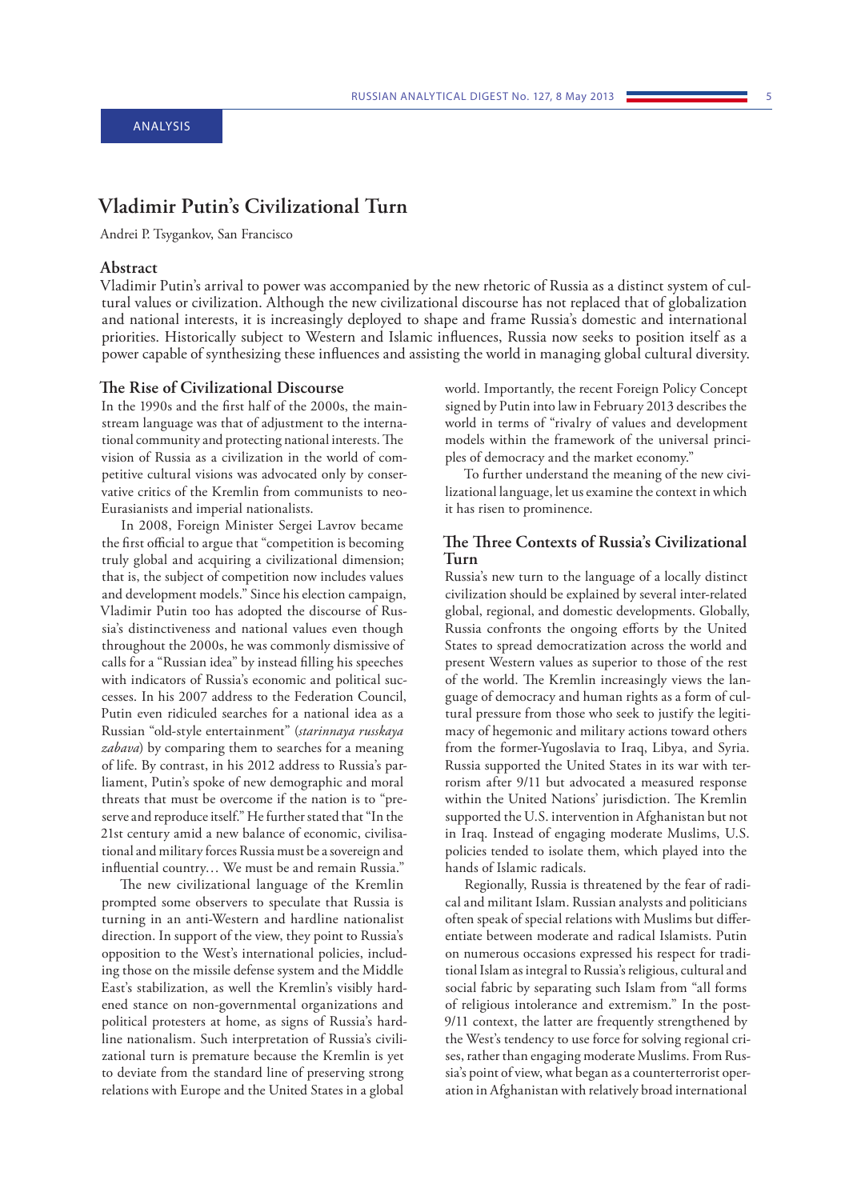ANALYSIS

# Vladimir Putin's Civilizational Turn

Andrei P. Tsygankov, San Francisco

## Abstract

Vladimir Putin's arrival to power was accompanied by the new rhetoric of Russia as a distinct system of cultural values or civilization. Although the new civilizational discourse has not replaced that of globalization and national interests, it is increasingly deployed to shape and frame Russia's domestic and international priorities. Historically subject to Western and Islamic influences, Russia now seeks to position itself as a power capable of synthesizing these influences and assisting the world in managing global cultural diversity.

## The Rise of Civilizational Discourse

In the 1990s and the first half of the 2000s, the mainstream language was that of adjustment to the international community and protecting national interests. The vision of Russia as a civilization in the world of competitive cultural visions was advocated only by conservative critics of the Kremlin from communists to neo-Eurasianists and imperial nationalists.

In 2008, Foreign Minister Sergei Lavrov became the first official to argue that "competition is becoming truly global and acquiring a civilizational dimension; that is, the subject of competition now includes values and development models." Since his election campaign, Vladimir Putin too has adopted the discourse of Russia's distinctiveness and national values even though throughout the 2000s, he was commonly dismissive of calls for a "Russian idea" by instead filling his speeches with indicators of Russia's economic and political successes. In his 2007 address to the Federation Council, Putin even ridiculed searches for a national idea as a Russian "old-style entertainment" (*starinnaya russkaya zabava*) by comparing them to searches for a meaning of life. By contrast, in his 2012 address to Russia's parliament, Putin's spoke of new demographic and moral threats that must be overcome if the nation is to "preserve and reproduce itself." He further stated that "In the 21st century amid a new balance of economic, civilisational and military forces Russia must be a sovereign and influential country… We must be and remain Russia."

The new civilizational language of the Kremlin prompted some observers to speculate that Russia is turning in an anti-Western and hardline nationalist direction. In support of the view, they point to Russia's opposition to the West's international policies, including those on the missile defense system and the Middle East's stabilization, as well the Kremlin's visibly hardened stance on non-governmental organizations and political protesters at home, as signs of Russia's hardline nationalism. Such interpretation of Russia's civilizational turn is premature because the Kremlin is yet to deviate from the standard line of preserving strong relations with Europe and the United States in a global world. Importantly, the recent Foreign Policy Concept signed by Putin into law in February 2013 describes the world in terms of "rivalry of values and development models within the framework of the universal principles of democracy and the market economy."

To further understand the meaning of the new civilizational language, let us examine the context in which it has risen to prominence.

## The Three Contexts of Russia's Civilizational Turn

Russia's new turn to the language of a locally distinct civilization should be explained by several inter-related global, regional, and domestic developments. Globally, Russia confronts the ongoing efforts by the United States to spread democratization across the world and present Western values as superior to those of the rest of the world. The Kremlin increasingly views the language of democracy and human rights as a form of cultural pressure from those who seek to justify the legitimacy of hegemonic and military actions toward others from the former-Yugoslavia to Iraq, Libya, and Syria. Russia supported the United States in its war with terrorism after 9/11 but advocated a measured response within the United Nations' jurisdiction. The Kremlin supported the U.S. intervention in Afghanistan but not in Iraq. Instead of engaging moderate Muslims, U.S. policies tended to isolate them, which played into the hands of Islamic radicals.

Regionally, Russia is threatened by the fear of radical and militant Islam. Russian analysts and politicians often speak of special relations with Muslims but differentiate between moderate and radical Islamists. Putin on numerous occasions expressed his respect for traditional Islam as integral to Russia's religious, cultural and social fabric by separating such Islam from "all forms of religious intolerance and extremism." In the post-9/11 context, the latter are frequently strengthened by the West's tendency to use force for solving regional crises, rather than engaging moderate Muslims. From Russia's point of view, what began as a counterterrorist operation in Afghanistan with relatively broad international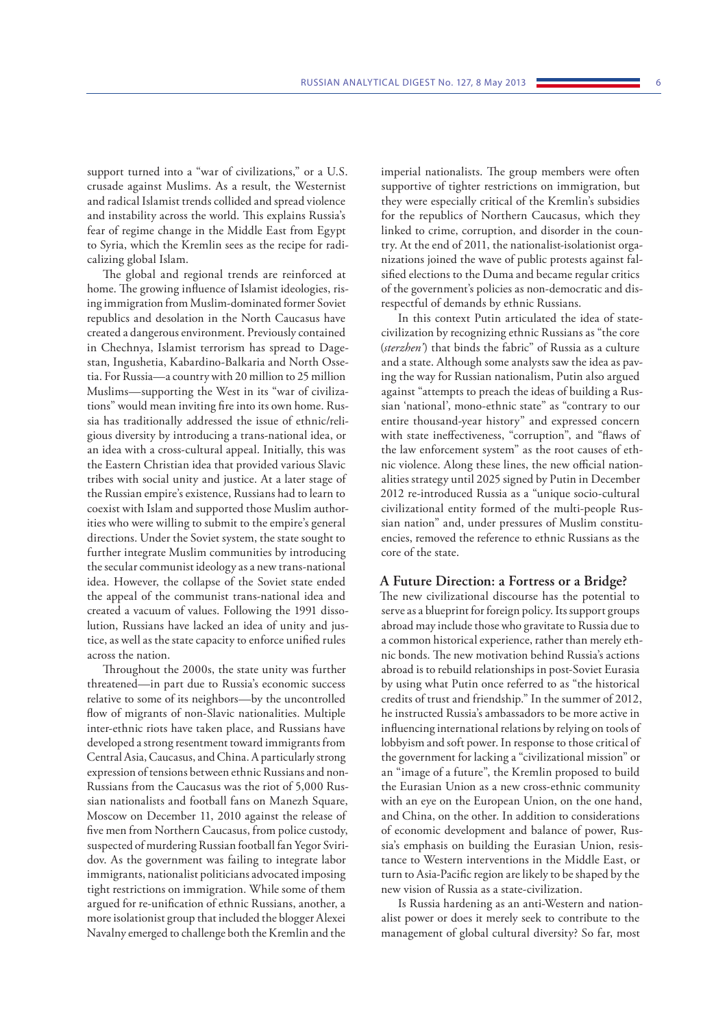support turned into a "war of civilizations," or a U.S. crusade against Muslims. As a result, the Westernist and radical Islamist trends collided and spread violence and instability across the world. This explains Russia's fear of regime change in the Middle East from Egypt to Syria, which the Kremlin sees as the recipe for radicalizing global Islam.

The global and regional trends are reinforced at home. The growing influence of Islamist ideologies, rising immigration from Muslim-dominated former Soviet republics and desolation in the North Caucasus have created a dangerous environment. Previously contained in Chechnya, Islamist terrorism has spread to Dagestan, Ingushetia, Kabardino-Balkaria and North Ossetia. For Russia—a country with 20 million to 25 million Muslims—supporting the West in its "war of civilizations" would mean inviting fire into its own home. Russia has traditionally addressed the issue of ethnic/religious diversity by introducing a trans-national idea, or an idea with a cross-cultural appeal. Initially, this was the Eastern Christian idea that provided various Slavic tribes with social unity and justice. At a later stage of the Russian empire's existence, Russians had to learn to coexist with Islam and supported those Muslim authorities who were willing to submit to the empire's general directions. Under the Soviet system, the state sought to further integrate Muslim communities by introducing the secular communist ideology as a new trans-national idea. However, the collapse of the Soviet state ended the appeal of the communist trans-national idea and created a vacuum of values. Following the 1991 dissolution, Russians have lacked an idea of unity and justice, as well as the state capacity to enforce unified rules across the nation.

Throughout the 2000s, the state unity was further threatened—in part due to Russia's economic success relative to some of its neighbors—by the uncontrolled flow of migrants of non-Slavic nationalities. Multiple inter-ethnic riots have taken place, and Russians have developed a strong resentment toward immigrants from Central Asia, Caucasus, and China. A particularly strong expression of tensions between ethnic Russians and non-Russians from the Caucasus was the riot of 5,000 Russian nationalists and football fans on Manezh Square, Moscow on December 11, 2010 against the release of five men from Northern Caucasus, from police custody, suspected of murdering Russian football fan Yegor Sviridov. As the government was failing to integrate labor immigrants, nationalist politicians advocated imposing tight restrictions on immigration. While some of them argued for re-unification of ethnic Russians, another, a more isolationist group that included the blogger Alexei Navalny emerged to challenge both the Kremlin and the imperial nationalists. The group members were often supportive of tighter restrictions on immigration, but they were especially critical of the Kremlin's subsidies for the republics of Northern Caucasus, which they linked to crime, corruption, and disorder in the country. At the end of 2011, the nationalist-isolationist organizations joined the wave of public protests against falsified elections to the Duma and became regular critics of the government's policies as non-democratic and disrespectful of demands by ethnic Russians.

In this context Putin articulated the idea of state-civilization by recognizing ethnic Russians as "the core (*sterzhen'*) that binds the fabric" of Russia as a culture and a state. Although some analysts saw the idea as paving the way for Russian nationalism, Putin also argued against "attempts to preach the ideas of building a Russian 'national', mono-ethnic state" as "contrary to our entire thousand-year history" and expressed concern with state ineffectiveness, "corruption", and "flaws of the law enforcement system" as the root causes of ethnic violence. Along these lines, the new official nationalities strategy until 2025 signed by Putin in December 2012 re-introduced Russia as a "unique socio-cultural civilizational entity formed of the multi-people Russian nation" and, under pressures of Muslim constituencies, removed the reference to ethnic Russians as the core of the state.

## A Future Direction: a Fortress or a Bridge?

The new civilizational discourse has the potential to serve as a blueprint for foreign policy. Its support groups abroad may include those who gravitate to Russia due to a common historical experience, rather than merely ethnic bonds. The new motivation behind Russia's actions abroad is to rebuild relationships in post-Soviet Eurasia by using what Putin once referred to as "the historical credits of trust and friendship." In the summer of 2012, he instructed Russia's ambassadors to be more active in influencing international relations by relying on tools of lobbyism and soft power. In response to those critical of the government for lacking a "civilizational mission" or an "image of a future", the Kremlin proposed to build the Eurasian Union as a new cross-ethnic community with an eye on the European Union, on the one hand, and China, on the other. In addition to considerations of economic development and balance of power, Russia's emphasis on building the Eurasian Union, resistance to Western interventions in the Middle East, or turn to Asia-Pacific region are likely to be shaped by the new vision of Russia as a state-civilization.

Is Russia hardening as an anti-Western and nationalist power or does it merely seek to contribute to the management of global cultural diversity? So far, most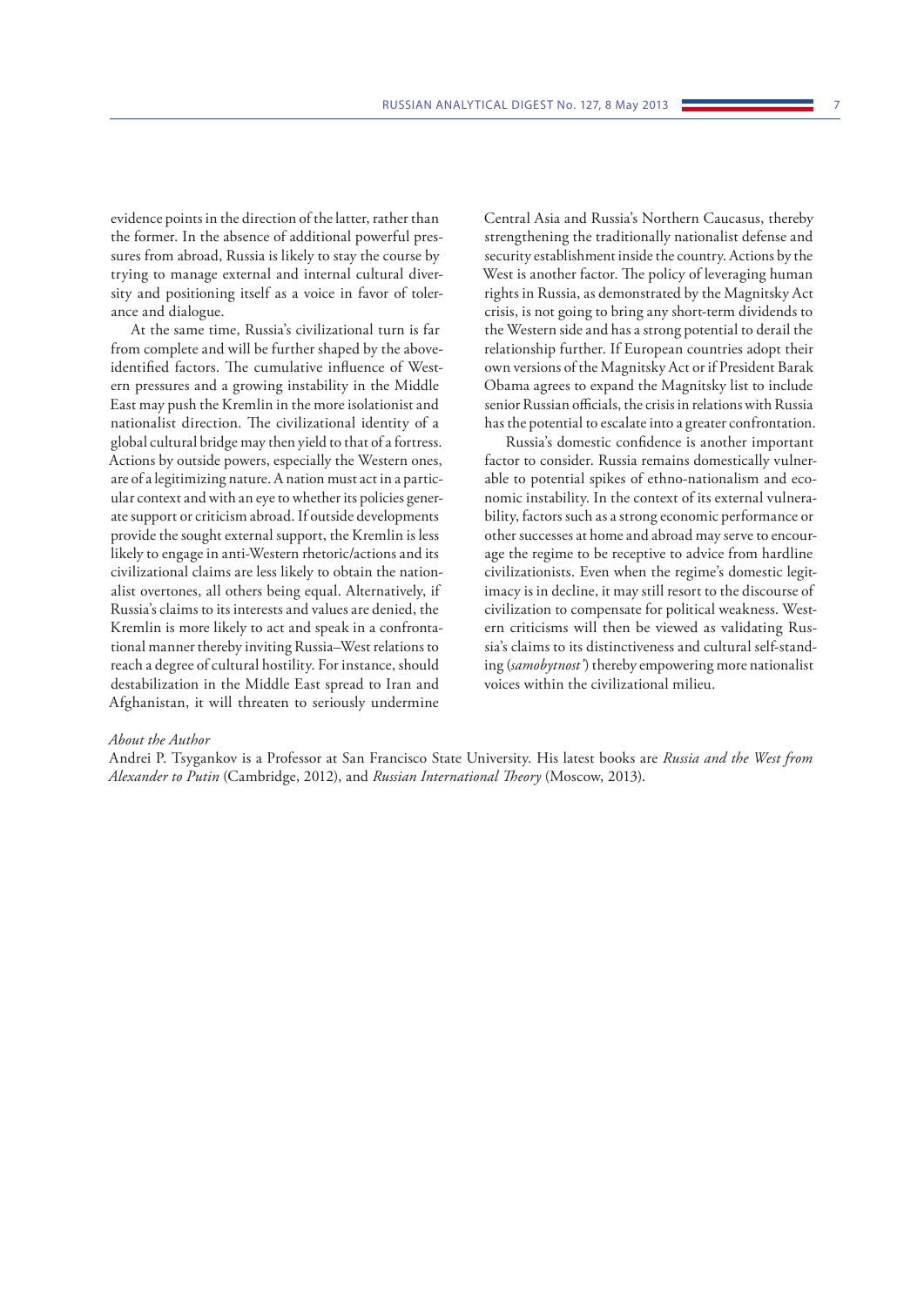evidence points in the direction of the latter, rather than the former. In the absence of additional powerful pressures from abroad, Russia is likely to stay the course by trying to manage external and internal cultural diversity and positioning itself as a voice in favor of tolerance and dialogue.

At the same time, Russia's civilizational turn is far from complete and will be further shaped by the above-identified factors. The cumulative influence of Western pressures and a growing instability in the Middle East may push the Kremlin in the more isolationist and nationalist direction. The civilizational identity of a global cultural bridge may then yield to that of a fortress. Actions by outside powers, especially the Western ones, are of a legitimizing nature. A nation must act in a particular context and with an eye to whether its policies generate support or criticism abroad. If outside developments provide the sought external support, the Kremlin is less likely to engage in anti-Western rhetoric/actions and its civilizational claims are less likely to obtain the nationalist overtones, all others being equal. Alternatively, if Russia's claims to its interests and values are denied, the Kremlin is more likely to act and speak in a confrontational manner thereby inviting Russia–West relations to reach a degree of cultural hostility. For instance, should destabilization in the Middle East spread to Iran and Afghanistan, it will threaten to seriously undermine Central Asia and Russia's Northern Caucasus, thereby strengthening the traditionally nationalist defense and security establishment inside the country. Actions by the West is another factor. The policy of leveraging human rights in Russia, as demonstrated by the Magnitsky Act crisis, is not going to bring any short-term dividends to the Western side and has a strong potential to derail the relationship further. If European countries adopt their own versions of the Magnitsky Act or if President Barak Obama agrees to expand the Magnitsky list to include senior Russian officials, the crisis in relations with Russia has the potential to escalate into a greater confrontation.

Russia's domestic confidence is another important factor to consider. Russia remains domestically vulnerable to potential spikes of ethno-nationalism and economic instability. In the context of its external vulnerability, factors such as a strong economic performance or other successes at home and abroad may serve to encourage the regime to be receptive to advice from hardline civilizationists. Even when the regime's domestic legitimacy is in decline, it may still resort to the discourse of civilization to compensate for political weakness. Western criticisms will then be viewed as validating Russia's claims to its distinctiveness and cultural self-standing (*samobytnost'*) thereby empowering more nationalist voices within the civilizational milieu.

*About the Author*

Andrei P. Tsygankov is a Professor at San Francisco State University. His latest books are *Russia and the West from Alexander to Putin* (Cambridge, 2012), and *Russian International Theory* (Moscow, 2013).